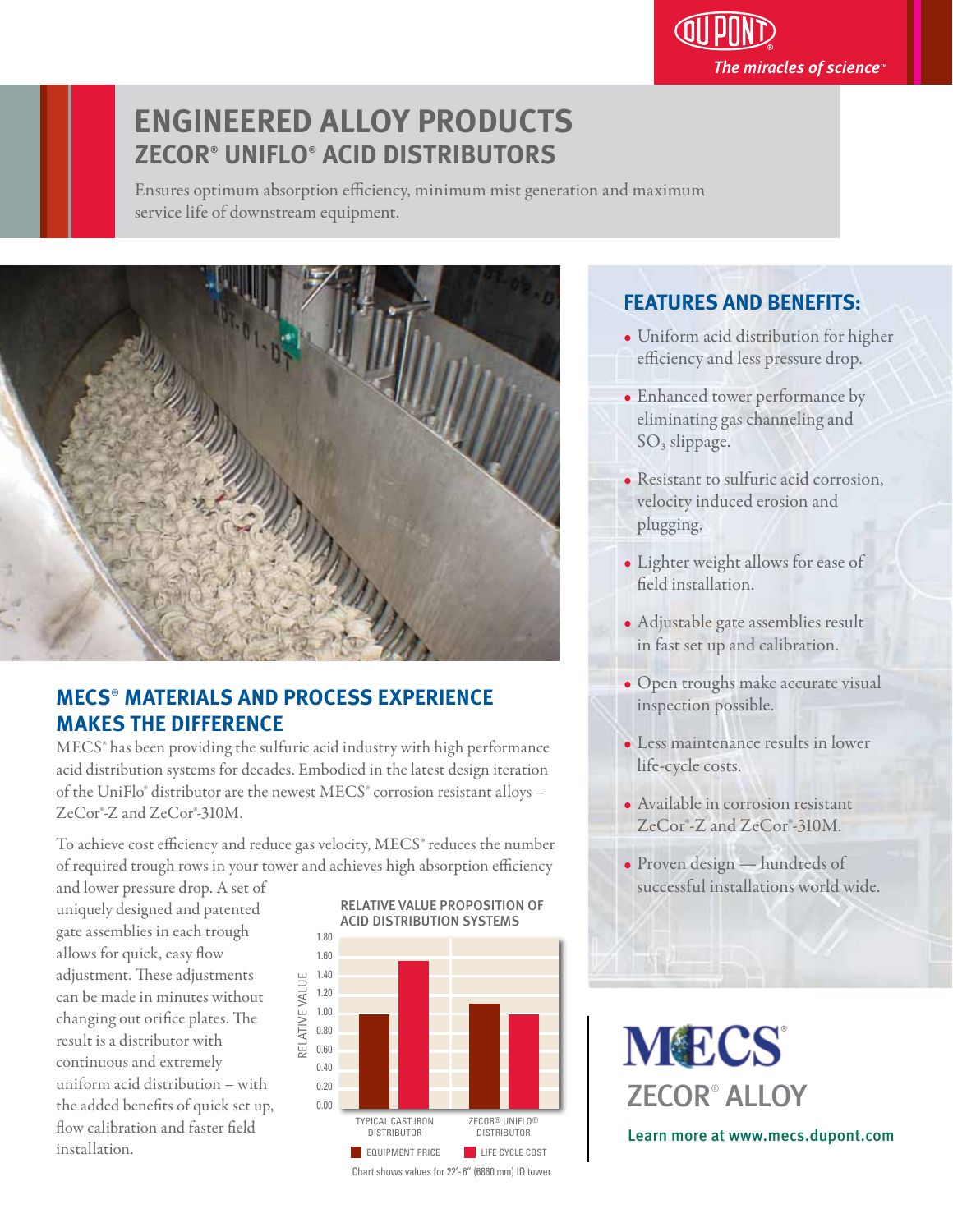# ENGINEERED ALLOY PRODUCTS

## ZECOR® UNIFLO® ACID DISTRIBUTORS

Ensures optimum absorption efficiency, minimum mist generation and maximum service life of downstream equipment.

## MECS® MATERIALS AND PROCESS EXPERIENCE MAKES THE DIFFERENCE

MECS® has been providing the sulfuric acid industry with high performance acid distribution systems for decades. Embodied in the latest design iteration of the UniFlo® distributor are the newest MECS® corrosion resistant alloys – ZeCor®-Z and ZeCor®-310M.

To achieve cost efficiency and reduce gas velocity, MECS® reduces the number of required trough rows in your tower and achieves high absorption efficiency and lower pressure drop. A set of uniquely designed and patented gate assemblies in each trough allows for quick, easy flow adjustment. These adjustments can be made in minutes without changing out orifice plates. The result is a distributor with continuous and extremely uniform acid distribution – with the added benefits of quick set up, flow calibration and faster field installation.

**RELATIVE VALUE PROPOSITION OF ACID DISTRIBUTION SYSTEMS**

| Relative Value | Equipment Price | Life Cycle Cost |
|---|---|---|
| Typical Cast Iron Distributor | 1.00 | 1.55 |
| ZeCor® UniFlo® Distributor | 1.10 | 1.00 |

Chart shows values for 22'-6" (6860 mm) ID tower.

## FEATURES AND BENEFITS:

- Uniform acid distribution for higher efficiency and less pressure drop.
- Enhanced tower performance by eliminating gas channeling and $SO_3$ slippage.
- Resistant to sulfuric acid corrosion, velocity induced erosion and plugging.
- Lighter weight allows for ease of field installation.
- Adjustable gate assemblies result in fast set up and calibration.
- Open troughs make accurate visual inspection possible.
- Less maintenance results in lower life-cycle costs.
- Available in corrosion resistant ZeCor®-Z and ZeCor®-310M.
- Proven design — hundreds of successful installations world wide.

MECS®

ZECOR® ALLOY

Learn more at www.mecs.dupont.com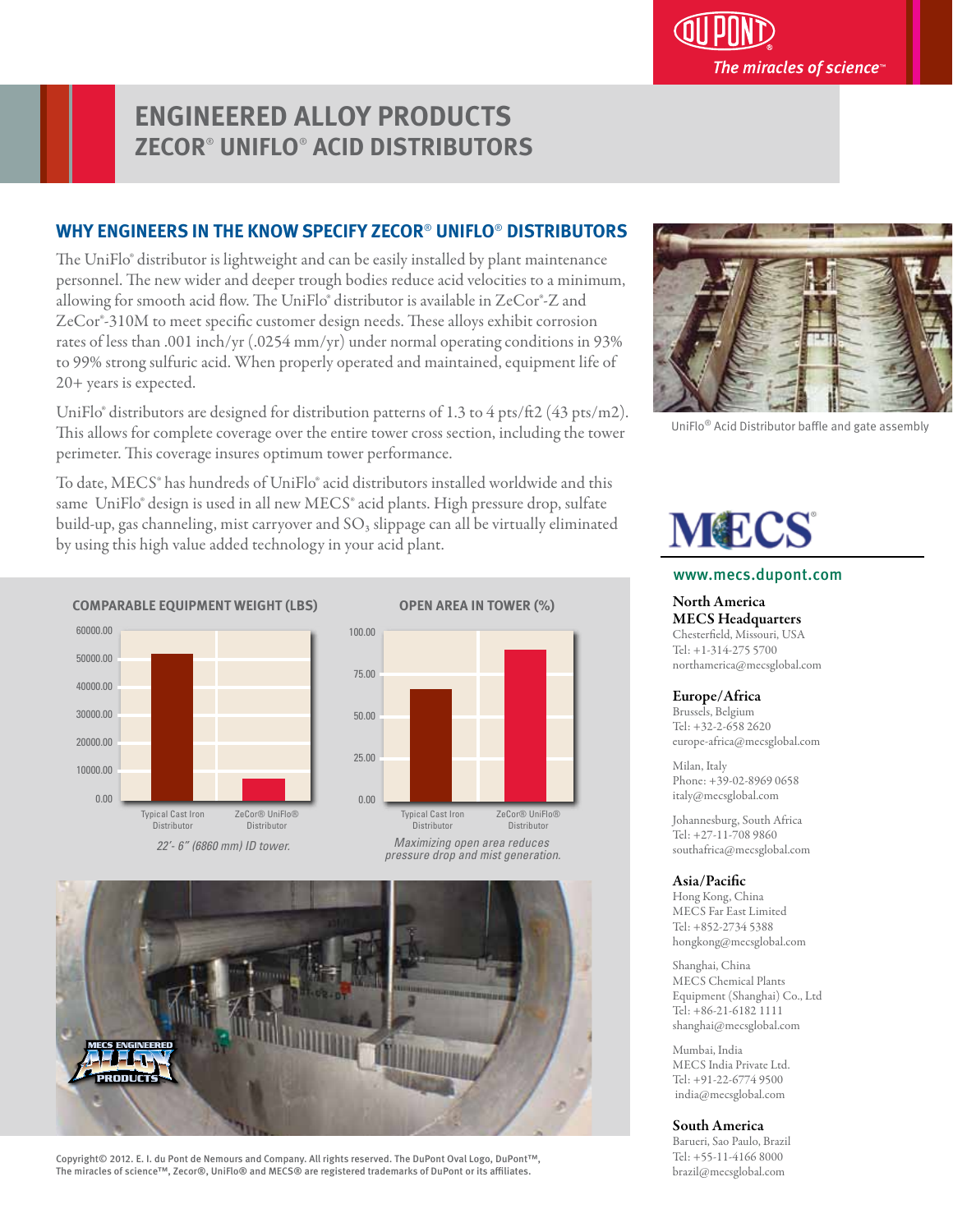# ENGINEERED ALLOY PRODUCTS
## ZECOR® UNIFLO® ACID DISTRIBUTORS

### WHY ENGINEERS IN THE KNOW SPECIFY ZECOR® UNIFLO® DISTRIBUTORS

The UniFlo® distributor is lightweight and can be easily installed by plant maintenance personnel. The new wider and deeper trough bodies reduce acid velocities to a minimum, allowing for smooth acid flow. The UniFlo® distributor is available in ZeCor®-Z and ZeCor®-310M to meet specific customer design needs. These alloys exhibit corrosion rates of less than .001 inch/yr (.0254 mm/yr) under normal operating conditions in 93% to 99% strong sulfuric acid. When properly operated and maintained, equipment life of 20+ years is expected.

UniFlo® distributors are designed for distribution patterns of 1.3 to 4 pts/ft2 (43 pts/m2). This allows for complete coverage over the entire tower cross section, including the tower perimeter. This coverage insures optimum tower performance.

To date, MECS® has hundreds of UniFlo® acid distributors installed worldwide and this same UniFlo® design is used in all new MECS® acid plants. High pressure drop, sulfate build-up, gas channeling, mist carryover and $SO_3$ slippage can all be virtually eliminated by using this high value added technology in your acid plant.

UniFlo® Acid Distributor baffle and gate assembly

**COMPARABLE EQUIPMENT WEIGHT (LBS)**

60000.00
50000.00
40000.00
30000.00
20000.00
10000.00
0.00

Typical Cast Iron Distributor
ZeCor® UniFlo® Distributor

*22'- 6" (6860 mm) ID tower.*

**OPEN AREA IN TOWER (%)**

100.00
75.00
50.00
25.00
0.00

Typical Cast Iron Distributor
ZeCor® UniFlo® Distributor

*Maximizing open area reduces pressure drop and mist generation.*

MECS ENGINEERED ALLOY PRODUCTS

MECS®

www.mecs.dupont.com

**North America**
**MECS Headquarters**
Chesterfield, Missouri, USA
Tel: +1-314-275 5700
northamerica@mecsglobal.com

**Europe/Africa**
Brussels, Belgium
Tel: +32-2-658 2620
europe-africa@mecsglobal.com

Milan, Italy
Phone: +39-02-8969 0658
italy@mecsglobal.com

Johannesburg, South Africa
Tel: +27-11-708 9860
southafrica@mecsglobal.com

**Asia/Pacific**
Hong Kong, China
MECS Far East Limited
Tel: +852-2734 5388
hongkong@mecsglobal.com

Shanghai, China
MECS Chemical Plants Equipment (Shanghai) Co., Ltd
Tel: +86-21-6182 1111
shanghai@mecsglobal.com

Mumbai, India
MECS India Private Ltd.
Tel: +91-22-6774 9500
india@mecsglobal.com

**South America**
Barueri, Sao Paulo, Brazil
Tel: +55-11-4166 8000
brazil@mecsglobal.com

Copyright© 2012. E. I. du Pont de Nemours and Company. All rights reserved. The DuPont Oval Logo, DuPont™, The miracles of science™, Zecor®, UniFlo® and MECS® are registered trademarks of DuPont or its affiliates.